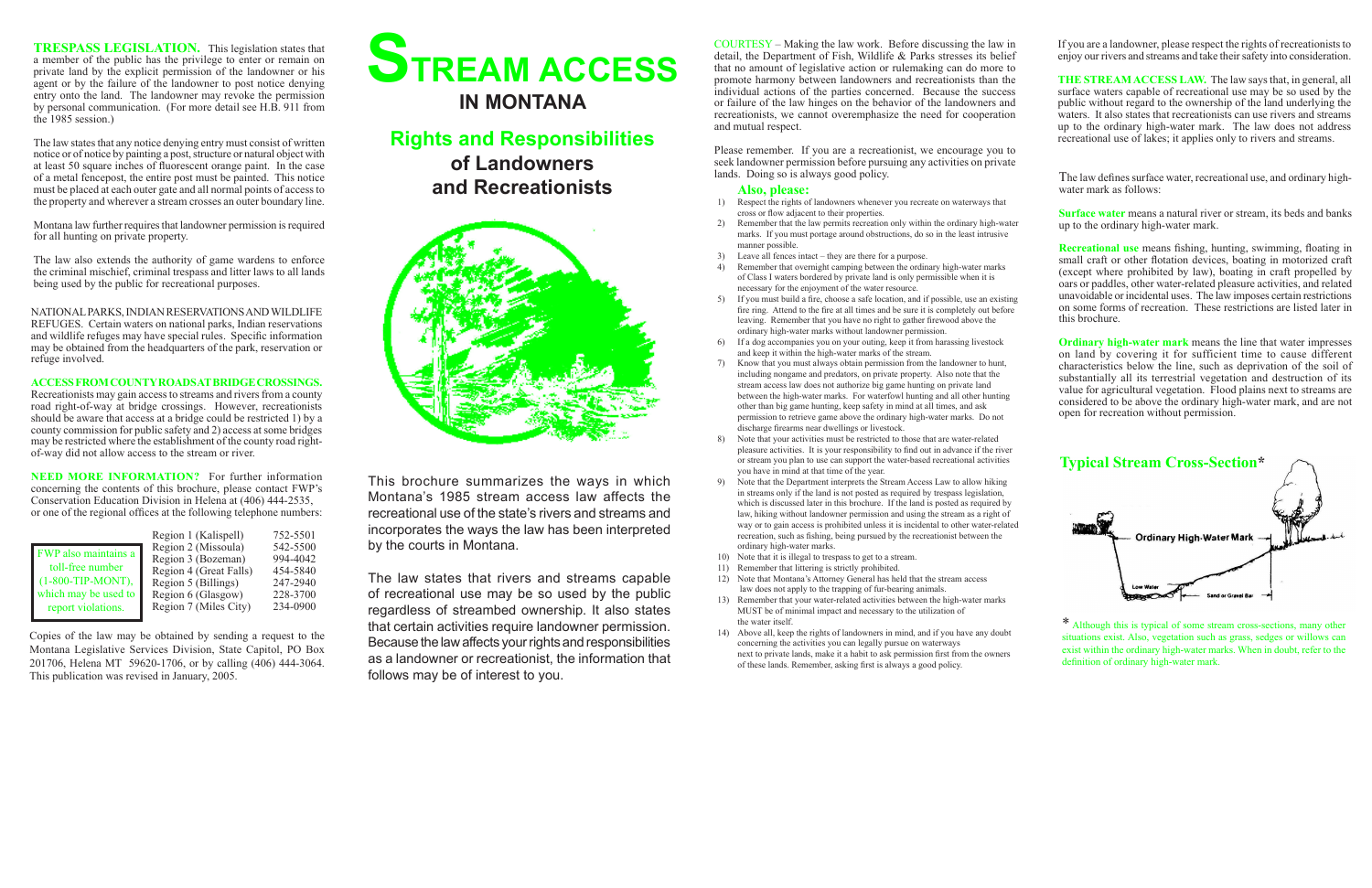**TRESPASS LEGISLATION.** This legislation states that a member of the public has the privilege to enter or remain on private land by the explicit permission of the landowner or his agent or by the failure of the landowner to post notice denying entry onto the land. The landowner may revoke the permission by personal communication. (For more detail see H.B. 911 from the 1985 session.)

The law states that any notice denying entry must consist of written notice or of notice by painting a post, structure or natural object with at least 50 square inches of fluorescent orange paint. In the case of a metal fencepost, the entire post must be painted. This notice must be placed at each outer gate and all normal points of access to the property and wherever a stream crosses an outer boundary line.

Montana law further requires that landowner permission is required for all hunting on private property.

The law also extends the authority of game wardens to enforce the criminal mischief, criminal trespass and litter laws to all lands being used by the public for recreational purposes.

NATIONAL PARKS, INDIAN RESERVATIONS AND WILDLIFE REFUGES. Certain waters on national parks, Indian reservations and wildlife refuges may have special rules. Specific information may be obtained from the headquarters of the park, reservation or refuge involved.

**ACCESS FROM COUNTY ROADS AT BRIDGE CROSSINGS.** Recreationists may gain access to streams and rivers from a county road right-of-way at bridge crossings. However, recreationists should be aware that access at a bridge could be restricted 1) by a county commission for public safety and 2) access at some bridges may be restricted where the establishment of the county road right-of-way did not allow access to the stream or river.

**NEED MORE INFORMATION?** For further information concerning the contents of this brochure, please contact FWP's Conservation Education Division in Helena at (406) 444-2535, or one of the regional offices at the following telephone numbers:

| Region | Phone |
|---|---|
| Region 1 (Kalispell) | 752-5501 |
| Region 2 (Missoula) | 542-5500 |
| Region 3 (Bozeman) | 994-4042 |
| Region 4 (Great Falls) | 454-5840 |
| Region 5 (Billings) | 247-2940 |
| Region 6 (Glasgow) | 228-3700 |
| Region 7 (Miles City) | 234-0900 |

FWP also maintains a toll-free number (1-800-TIP-MONT), which may be used to report violations.

Copies of the law may be obtained by sending a request to the Montana Legislative Services Division, State Capitol, PO Box 201706, Helena MT 59620-1706, or by calling (406) 444-3064. This publication was revised in January, 2005.

# STREAM ACCESS IN MONTANA

## Rights and Responsibilities of Landowners and Recreationists

This brochure summarizes the ways in which Montana's 1985 stream access law affects the recreational use of the state's rivers and streams and incorporates the ways the law has been interpreted by the courts in Montana.

The law states that rivers and streams capable of recreational use may be so used by the public regardless of streambed ownership. It also states that certain activities require landowner permission. Because the law affects your rights and responsibilities as a landowner or recreationist, the information that follows may be of interest to you.

COURTESY – Making the law work. Before discussing the law in detail, the Department of Fish, Wildlife & Parks stresses its belief that no amount of legislative action or rulemaking can do more to promote harmony between landowners and recreationists than the individual actions of the parties concerned. Because the success or failure of the law hinges on the behavior of the landowners and recreationists, we cannot overemphasize the need for cooperation and mutual respect.

Please remember. If you are a recreationist, we encourage you to seek landowner permission before pursuing any activities on private lands. Doing so is always good policy.

### Also, please:

1) Respect the rights of landowners whenever you recreate on waterways that cross or flow adjacent to their properties.
2) Remember that the law permits recreation only within the ordinary high-water marks. If you must portage around obstructions, do so in the least intrusive manner possible.
3) Leave all fences intact – they are there for a purpose.
4) Remember that overnight camping between the ordinary high-water marks of Class I waters bordered by private land is only permissible when it is necessary for the enjoyment of the water resource.
5) If you must build a fire, choose a safe location, and if possible, use an existing fire ring. Attend to the fire at all times and be sure it is completely out before leaving. Remember that you have no right to gather firewood above the ordinary high-water marks without landowner permission.
6) If a dog accompanies you on your outing, keep it from harassing livestock and keep it within the high-water marks of the stream.
7) Know that you must always obtain permission from the landowner to hunt, including nongame and predators, on private property. Also note that the stream access law does not authorize big game hunting on private land between the high-water marks. For waterfowl hunting and all other hunting other than big game hunting, keep safety in mind at all times, and ask permission to retrieve game above the ordinary high-water marks. Do not discharge firearms near dwellings or livestock.
8) Note that your activities must be restricted to those that are water-related pleasure activities. It is your responsibility to find out in advance if the river or stream you plan to use can support the water-based recreational activities you have in mind at that time of the year.
9) Note that the Department interprets the Stream Access Law to allow hiking in streams only if the land is not posted as required by trespass legislation, which is discussed later in this brochure. If the land is posted as required by law, hiking without landowner permission and using the stream as a right of way or to gain access is prohibited unless it is incidental to other water-related recreation, such as fishing, being pursued by the recreationist between the ordinary high-water marks.
10) Note that it is illegal to trespass to get to a stream.
11) Remember that littering is strictly prohibited.
12) Note that Montana's Attorney General has held that the stream access law does not apply to the trapping of fur-bearing animals.
13) Remember that your water-related activities between the high-water marks MUST be of minimal impact and necessary to the utilization of the water itself.
14) Above all, keep the rights of landowners in mind, and if you have any doubt concerning the activities you can legally pursue on waterways next to private lands, make it a habit to ask permission first from the owners of these lands. Remember, asking first is always a good policy.

If you are a landowner, please respect the rights of recreationists to enjoy our rivers and streams and take their safety into consideration.

**THE STREAM ACCESS LAW.** The law says that, in general, all surface waters capable of recreational use may be so used by the public without regard to the ownership of the land underlying the waters. It also states that recreationists can use rivers and streams up to the ordinary high-water mark. The law does not address recreational use of lakes; it applies only to rivers and streams.

The law defines surface water, recreational use, and ordinary high-water mark as follows:

**Surface water** means a natural river or stream, its beds and banks up to the ordinary high-water mark.

**Recreational use** means fishing, hunting, swimming, floating in small craft or other flotation devices, boating in motorized craft (except where prohibited by law), boating in craft propelled by oars or paddles, other water-related pleasure activities, and related unavoidable or incidental uses. The law imposes certain restrictions on some forms of recreation. These restrictions are listed later in this brochure.

**Ordinary high-water mark** means the line that water impresses on land by covering it for sufficient time to cause different characteristics below the line, such as deprivation of the soil of substantially all its terrestrial vegetation and destruction of its value for agricultural vegetation. Flood plains next to streams are considered to be above the ordinary high-water mark, and are not open for recreation without permission.

**Typical Stream Cross-Section***

Ordinary High-Water Mark

Low Water

Sand or Gravel Bar

* Although this is typical of some stream cross-sections, many other situations exist. Also, vegetation such as grass, sedges or willows can exist within the ordinary high-water marks. When in doubt, refer to the definition of ordinary high-water mark.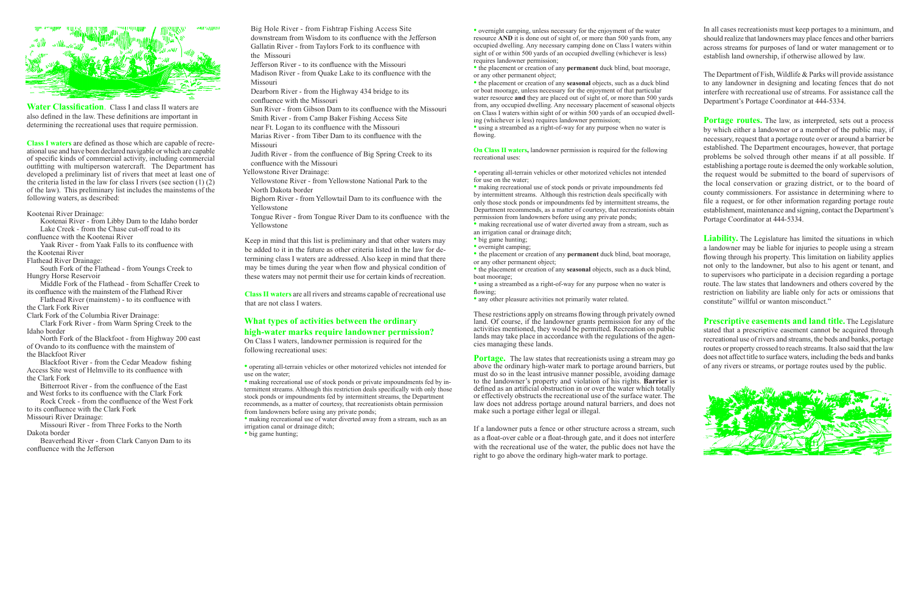**Water Classification**. Class I and class II waters are also defined in the law. These definitions are important in determining the recreational uses that require permission.

**Class I waters** are defined as those which are capable of recreational use and have been declared navigable or which are capable of specific kinds of commercial activity, including commercial outfitting with multiperson watercraft. The Department has developed a preliminary list of rivers that meet at least one of the criteria listed in the law for class I rivers (see section (1) (2) of the law). This preliminary list includes the mainstems of the following waters, as described:

Kootenai River Drainage:
- Kootenai River - from Libby Dam to the Idaho border
- Lake Creek - from the Chase cut-off road to its confluence with the Kootenai River
- Yaak River - from Yaak Falls to its confluence with the Kootenai River

Flathead River Drainage:
- South Fork of the Flathead - from Youngs Creek to Hungry Horse Reservoir
- Middle Fork of the Flathead - from Schaffer Creek to its confluence with the mainstem of the Flathead River
- Flathead River (mainstem) - to its confluence with the Clark Fork River

Clark Fork of the Columbia River Drainage:
- Clark Fork River - from Warm Spring Creek to the Idaho border
- North Fork of the Blackfoot - from Highway 200 east of Ovando to its confluence with the mainstem of the Blackfoot River
- Blackfoot River - from the Cedar Meadow fishing Access Site west of Helmville to its confluence with the Clark Fork
- Bitterroot River - from the confluence of the East and West forks to its confluence with the Clark Fork
- Rock Creek - from the confluence of the West Fork to its confluence with the Clark Fork

Missouri River Drainage:
- Missouri River - from Three Forks to the North Dakota border
- Beaverhead River - from Clark Canyon Dam to its confluence with the Jefferson
- Big Hole River - from Fishtrap Fishing Access Site downstream from Wisdom to its confluence with the Jefferson
- Gallatin River - from Taylors Fork to its confluence with the Missouri
- Jefferson River - to its confluence with the Missouri
- Madison River - from Quake Lake to its confluence with the Missouri
- Dearborn River - from the Highway 434 bridge to its confluence with the Missouri
- Sun River - from Gibson Dam to its confluence with the Missouri
- Smith River - from Camp Baker Fishing Access Site near Ft. Logan to its confluence with the Missouri
- Marias River - from Tiber Dam to its confluence with the Missouri
- Judith River - from the confluence of Big Spring Creek to its confluence with the Missouri

Yellowstone River Drainage:
- Yellowstone River - from Yellowstone National Park to the North Dakota border
- Bighorn River - from Yellowtail Dam to its confluence with the Yellowstone
- Tongue River - from Tongue River Dam to its confluence with the Yellowstone

Keep in mind that this list is preliminary and that other waters may be added to it in the future as other criteria listed in the law for determining class I waters are addressed. Also keep in mind that there may be times during the year when flow and physical condition of these waters may not permit their use for certain kinds of recreation.

**Class II waters** are all rivers and streams capable of recreational use that are not class I waters.

## What types of activities between the ordinary high-water marks require landowner permission?

On Class I waters, landowner permission is required for the following recreational uses:

- operating all-terrain vehicles or other motorized vehicles not intended for use on the water;
- making recreational use of stock ponds or private impoundments fed by intermittent streams. Although this restriction deals specifically with only those stock ponds or impoundments fed by intermittent streams, the Department recommends, as a matter of courtesy, that recreationists obtain permission from landowners before using any private ponds;
- making recreational use of water diverted away from a stream, such as an irrigation canal or drainage ditch;
- big game hunting;
- overnight camping, unless necessary for the enjoyment of the water resource **AND** it is done out of sight of, or more than 500 yards from, any occupied dwelling. Any necessary camping done on Class I waters within sight of or within 500 yards of an occupied dwelling (whichever is less) requires landowner permission;
- the placement or creation of any **permanent** duck blind, boat moorage, or any other permanent object;
- the placement or creation of any **seasonal** objects, such as a duck blind or boat moorage, unless necessary for the enjoyment of that particular water resource **and** they are placed out of sight of, or more than 500 yards from, any occupied dwelling. Any necessary placement of seasonal objects on Class I waters within sight of or within 500 yards of an occupied dwelling (whichever is less) requires landowner permission;
- using a streambed as a right-of-way for any purpose when no water is flowing.

**On Class II waters,** landowner permission is required for the following recreational uses:

- operating all-terrain vehicles or other motorized vehicles not intended for use on the water;
- making recreational use of stock ponds or private impoundments fed by intermittent streams. Although this restriction deals specifically with only those stock ponds or impoundments fed by intermittent streams, the Department recommends, as a matter of courtesy, that recreationists obtain permission from landowners before using any private ponds;
- making recreational use of water diverted away from a stream, such as an irrigation canal or drainage ditch;
- big game hunting;
- overnight camping;
- the placement or creation of any **permanent** duck blind, boat moorage, or any other permanent object;
- the placement or creation of any **seasonal** objects, such as a duck blind, boat moorage;
- using a streambed as a right-of-way for any purpose when no water is flowing;
- any other pleasure activities not primarily water related.

These restrictions apply on streams flowing through privately owned land. Of course, if the landowner grants permission for any of the activities mentioned, they would be permitted. Recreation on public lands may take place in accordance with the regulations of the agencies managing these lands.

**Portage.** The law states that recreationists using a stream may go above the ordinary high-water mark to portage around barriers, but must do so in the least intrusive manner possible, avoiding damage to the landowner's property and violation of his rights. **Barrier** is defined as an artificial obstruction in or over the water which totally or effectively obstructs the recreational use of the surface water. The law does not address portage around natural barriers, and does not make such a portage either legal or illegal.

If a landowner puts a fence or other structure across a stream, such as a float-over cable or a float-through gate, and it does not interfere with the recreational use of the water, the public does not have the right to go above the ordinary high-water mark to portage.

In all cases recreationists must keep portages to a minimum, and should realize that landowners may place fences and other barriers across streams for purposes of land or water management or to establish land ownership, if otherwise allowed by law.

The Department of Fish, Wildlife & Parks will provide assistance to any landowner in designing and locating fences that do not interfere with recreational use of streams. For assistance call the Department's Portage Coordinator at 444-5334.

**Portage routes.** The law, as interpreted, sets out a process by which either a landowner or a member of the public may, if necessary, request that a portage route over or around a barrier be established. The Department encourages, however, that portage problems be solved through other means if at all possible. If establishing a portage route is deemed the only workable solution, the request would be submitted to the board of supervisors of the local conservation or grazing district, or to the board of county commissioners. For assistance in determining where to file a request, or for other information regarding portage route establishment, maintenance and signing, contact the Department's Portage Coordinator at 444-5334.

**Liability.** The Legislature has limited the situations in which a landowner may be liable for injuries to people using a stream flowing through his property. This limitation on liability applies not only to the landowner, but also to his agent or tenant, and to supervisors who participate in a decision regarding a portage route. The law states that landowners and others covered by the restriction on liability are liable only for acts or omissions that constitute" willful or wanton misconduct."

**Prescriptive easements and land title.** The Legislature stated that a prescriptive easement cannot be acquired through recreational use of rivers and streams, the beds and banks, portage routes or property crossed to reach streams. It also said that the law does not affect title to surface waters, including the beds and banks of any rivers or streams, or portage routes used by the public.